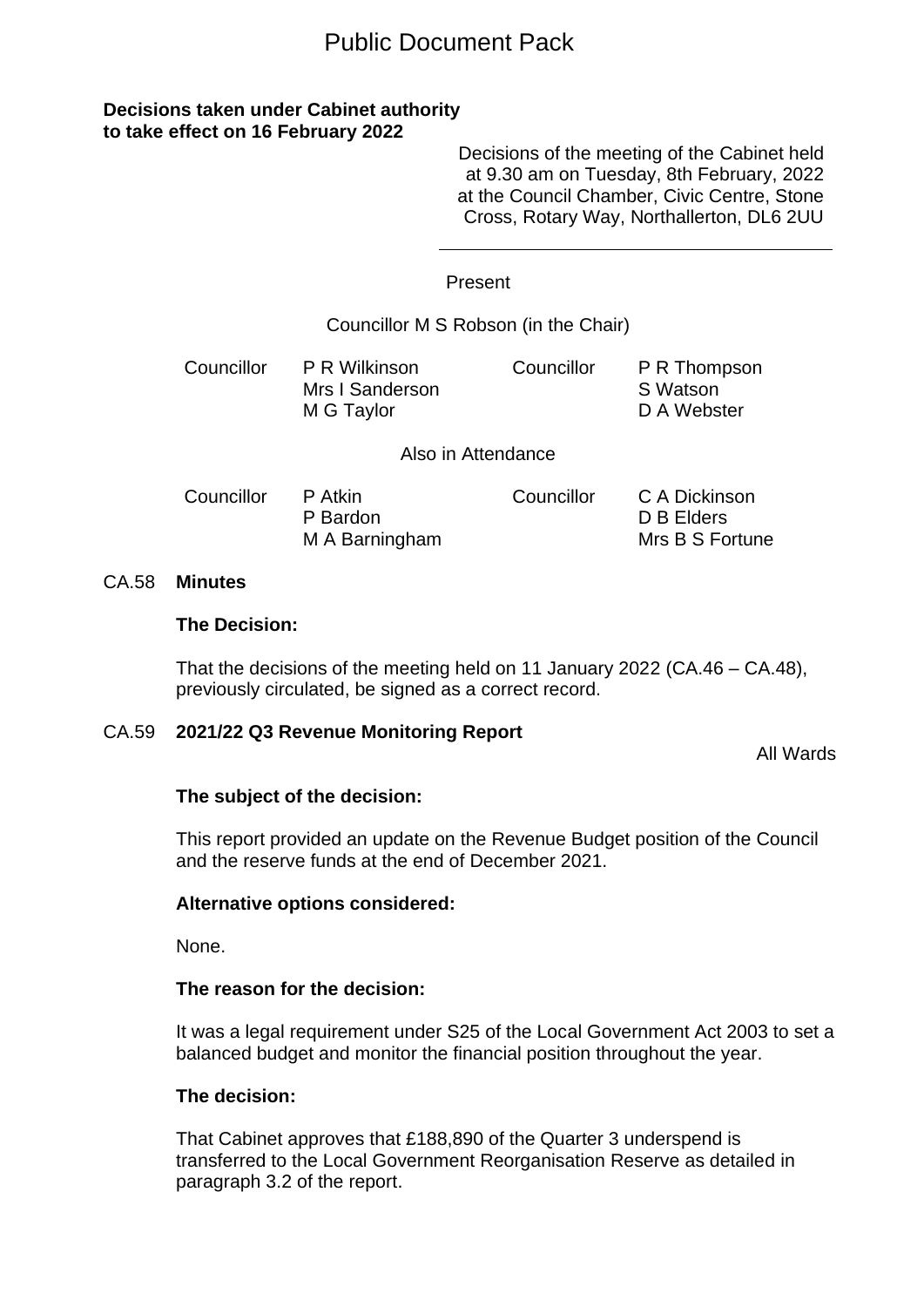# Public Document Pack

**Decisions taken under Cabinet authority to take effect on 16 February 2022**

Decisions of the meeting of the Cabinet held at 9.30 am on Tuesday, 8th February, 2022 at the Council Chamber, Civic Centre, Stone Cross, Rotary Way, Northallerton, DL6 2UU

Present

Councillor M S Robson (in the Chair)

| | | | |
|---|---|---|---|
| Councillor | P R Wilkinson | Councillor | P R Thompson |
| | Mrs I Sanderson | | S Watson |
| | M G Taylor | | D A Webster |

Also in Attendance

| | | | |
|---|---|---|---|
| Councillor | P Atkin | Councillor | C A Dickinson |
| | P Bardon | | D B Elders |
| | M A Barningham | | Mrs B S Fortune |

## CA.58 **Minutes**

**The Decision:**

That the decisions of the meeting held on 11 January 2022 (CA.46 – CA.48), previously circulated, be signed as a correct record.

## CA.59 **2021/22 Q3 Revenue Monitoring Report**

All Wards

**The subject of the decision:**

This report provided an update on the Revenue Budget position of the Council and the reserve funds at the end of December 2021.

**Alternative options considered:**

None.

**The reason for the decision:**

It was a legal requirement under S25 of the Local Government Act 2003 to set a balanced budget and monitor the financial position throughout the year.

**The decision:**

That Cabinet approves that £188,890 of the Quarter 3 underspend is transferred to the Local Government Reorganisation Reserve as detailed in paragraph 3.2 of the report.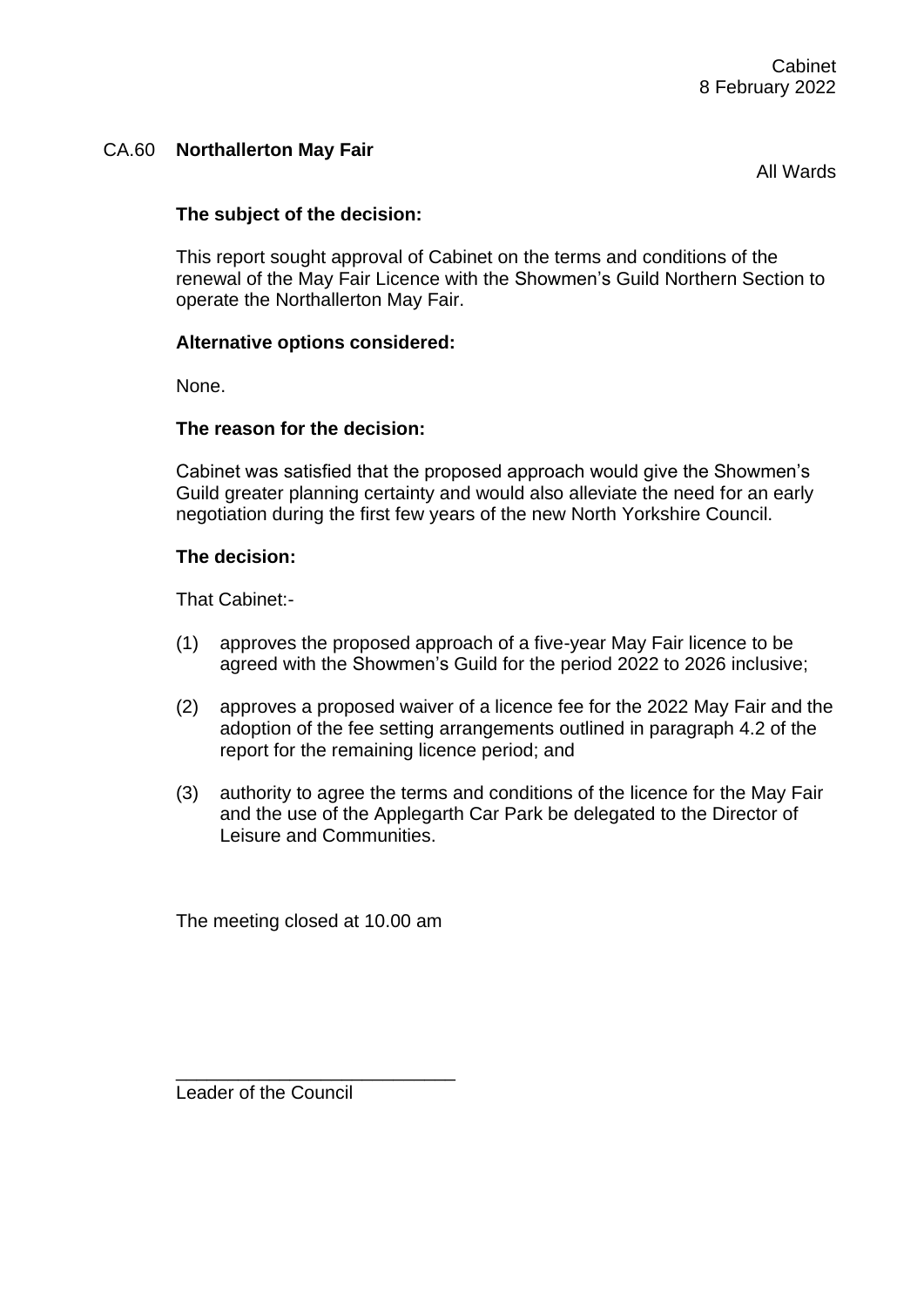## CA.60 Northallerton May Fair

All Wards

**The subject of the decision:**

This report sought approval of Cabinet on the terms and conditions of the renewal of the May Fair Licence with the Showmen's Guild Northern Section to operate the Northallerton May Fair.

**Alternative options considered:**

None.

**The reason for the decision:**

Cabinet was satisfied that the proposed approach would give the Showmen's Guild greater planning certainty and would also alleviate the need for an early negotiation during the first few years of the new North Yorkshire Council.

**The decision:**

That Cabinet:-

(1) approves the proposed approach of a five-year May Fair licence to be agreed with the Showmen's Guild for the period 2022 to 2026 inclusive;

(2) approves a proposed waiver of a licence fee for the 2022 May Fair and the adoption of the fee setting arrangements outlined in paragraph 4.2 of the report for the remaining licence period; and

(3) authority to agree the terms and conditions of the licence for the May Fair and the use of the Applegarth Car Park be delegated to the Director of Leisure and Communities.

The meeting closed at 10.00 am

___________________________
Leader of the Council